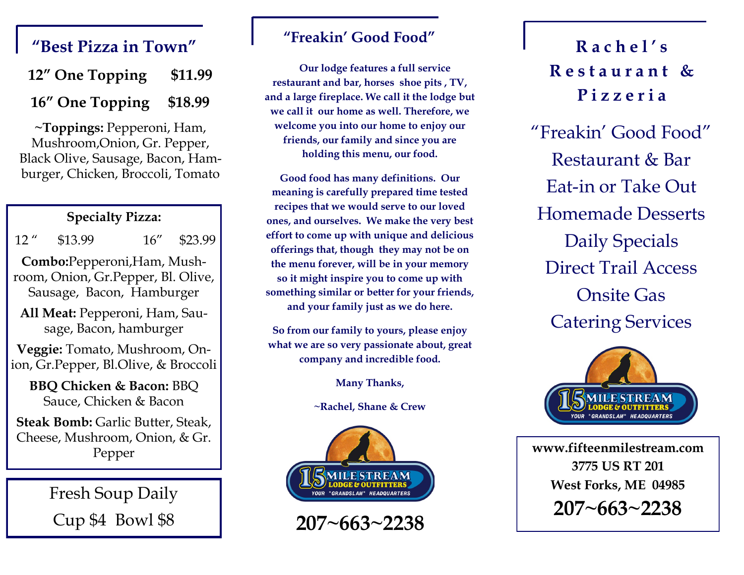## "Best Pizza in Town"

**12" One Topping $11.99**

**16" One Topping $18.99**

~**Toppings:** Pepperoni, Ham, Mushroom,Onion, Gr. Pepper, Black Olive, Sausage, Bacon, Hamburger, Chicken, Broccoli, Tomato

### Specialty Pizza:

12 " $13.99 16" $23.99

**Combo:**Pepperoni,Ham, Mushroom, Onion, Gr.Pepper, Bl. Olive, Sausage, Bacon, Hamburger

**All Meat:** Pepperoni, Ham, Sausage, Bacon, hamburger

**Veggie:** Tomato, Mushroom, Onion, Gr.Pepper, Bl.Olive, & Broccoli

**BBQ Chicken & Bacon:** BBQ Sauce, Chicken & Bacon

**Steak Bomb:** Garlic Butter, Steak, Cheese, Mushroom, Onion, & Gr. Pepper

Fresh Soup Daily

Cup $4 Bowl $8

## "Freakin' Good Food"

**Our lodge features a full service restaurant and bar, horses shoe pits , TV, and a large fireplace. We call it the lodge but we call it our home as well. Therefore, we welcome you into our home to enjoy our friends, our family and since you are holding this menu, our food.**

**Good food has many definitions. Our meaning is carefully prepared time tested recipes that we would serve to our loved ones, and ourselves. We make the very best effort to come up with unique and delicious offerings that, though they may not be on the menu forever, will be in your memory so it might inspire you to come up with something similar or better for your friends, and your family just as we do here.**

**So from our family to yours, please enjoy what we are so very passionate about, great company and incredible food.**

**Many Thanks,**

**~Rachel, Shane & Crew**

15 MILE STREAM LODGE & OUTFITTERS
YOUR "GRANDSLAM" HEADQUARTERS

**207~663~2238**

# Rachel's Restaurant & Pizzeria

"Freakin' Good Food"

Restaurant & Bar

Eat-in or Take Out

Homemade Desserts

Daily Specials

Direct Trail Access

Onsite Gas

Catering Services

15 MILE STREAM LODGE & OUTFITTERS
YOUR "GRANDSLAM" HEADQUARTERS

**www.fifteenmilestream.com**
**3775 US RT 201**
**West Forks, ME 04985**
**207~663~2238**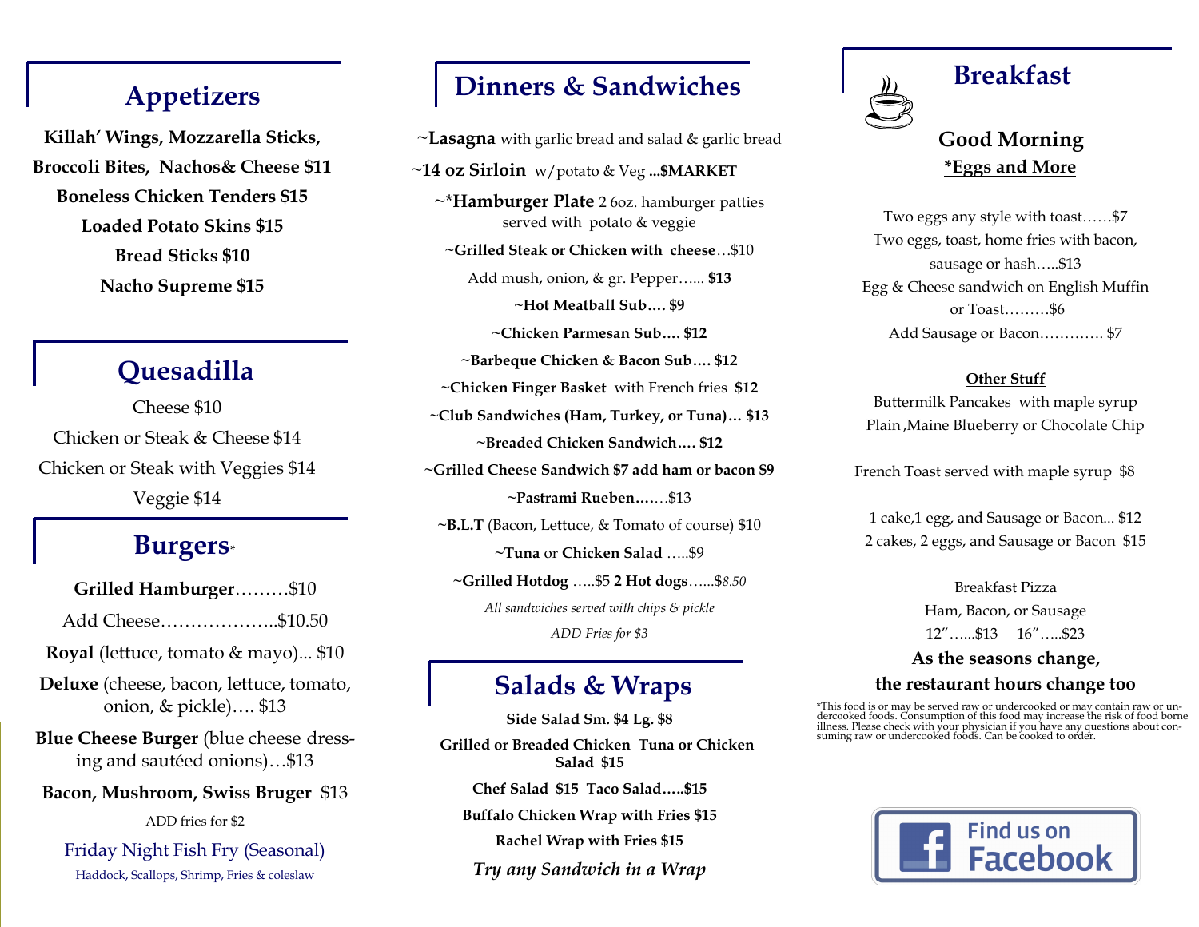## Appetizers

**Killah' Wings, Mozzarella Sticks, Broccoli Bites, Nachos& Cheese $11**

**Boneless Chicken Tenders $15**

**Loaded Potato Skins $15**

**Bread Sticks $10**

**Nacho Supreme $15**

## Quesadilla

Cheese $10

Chicken or Steak & Cheese $14

Chicken or Steak with Veggies $14

Veggie $14

## Burgers*

**Grilled Hamburger**………$10

Add Cheese………………..$10.50

**Royal** (lettuce, tomato & mayo)... $10

**Deluxe** (cheese, bacon, lettuce, tomato, onion, & pickle)…. $13

**Blue Cheese Burger** (blue cheese dressing and sautéed onions)…$13

**Bacon, Mushroom, Swiss Bruger** $13

ADD fries for $2

Friday Night Fish Fry (Seasonal)

Haddock, Scallops, Shrimp, Fries & coleslaw

## Dinners & Sandwiches

~**Lasagna** with garlic bread and salad & garlic bread

~**14 oz Sirloin** w/potato & Veg **...$MARKET**

~***Hamburger Plate** 2 6oz. hamburger patties served with potato & veggie

~**Grilled Steak or Chicken with cheese**…$10

Add mush, onion, & gr. Pepper…... **$13**

~**Hot Meatball Sub…. $9**

~**Chicken Parmesan Sub…. $12**

~**Barbeque Chicken & Bacon Sub…. $12**

~**Chicken Finger Basket** with French fries **$12**

~**Club Sandwiches (Ham, Turkey, or Tuna)… $13**

~**Breaded Chicken Sandwich…. $12**

~**Grilled Cheese Sandwich $7 add ham or bacon $9**

~**Pastrami Rueben….**…$13

~**B.L.T** (Bacon, Lettuce, & Tomato of course) $10

~**Tuna** or **Chicken Salad** …..$9

~**Grilled Hotdog** …..$5 **2 Hot dogs**…...$8.50

*All sandwiches served with chips & pickle*

*ADD Fries for $3*

## Salads & Wraps

**Side Salad Sm. $4 Lg. $8**

**Grilled or Breaded Chicken Tuna or Chicken Salad $15**

**Chef Salad $15 Taco Salad…..$15**

**Buffalo Chicken Wrap with Fries $15**

**Rachel Wrap with Fries $15**

***Try any Sandwich in a Wrap***

## Breakfast

### Good Morning

**\*Eggs and More**

Two eggs any style with toast……$7

Two eggs, toast, home fries with bacon, sausage or hash…..$13

Egg & Cheese sandwich on English Muffin or Toast………$6

Add Sausage or Bacon…………. $7

**Other Stuff**

Buttermilk Pancakes with maple syrup

Plain ,Maine Blueberry or Chocolate Chip

French Toast served with maple syrup $8

1 cake,1 egg, and Sausage or Bacon... $12

2 cakes, 2 eggs, and Sausage or Bacon $15

Breakfast Pizza

Ham, Bacon, or Sausage

12"…...$13 16"…..$23

**As the seasons change, the restaurant hours change too**

*This food is or may be served raw or undercooked or may contain raw or undercooked foods. Consumption of this food may increase the risk of food borne illness. Please check with your physician if you have any questions about consuming raw or undercooked foods. Can be cooked to order.

Find us on Facebook